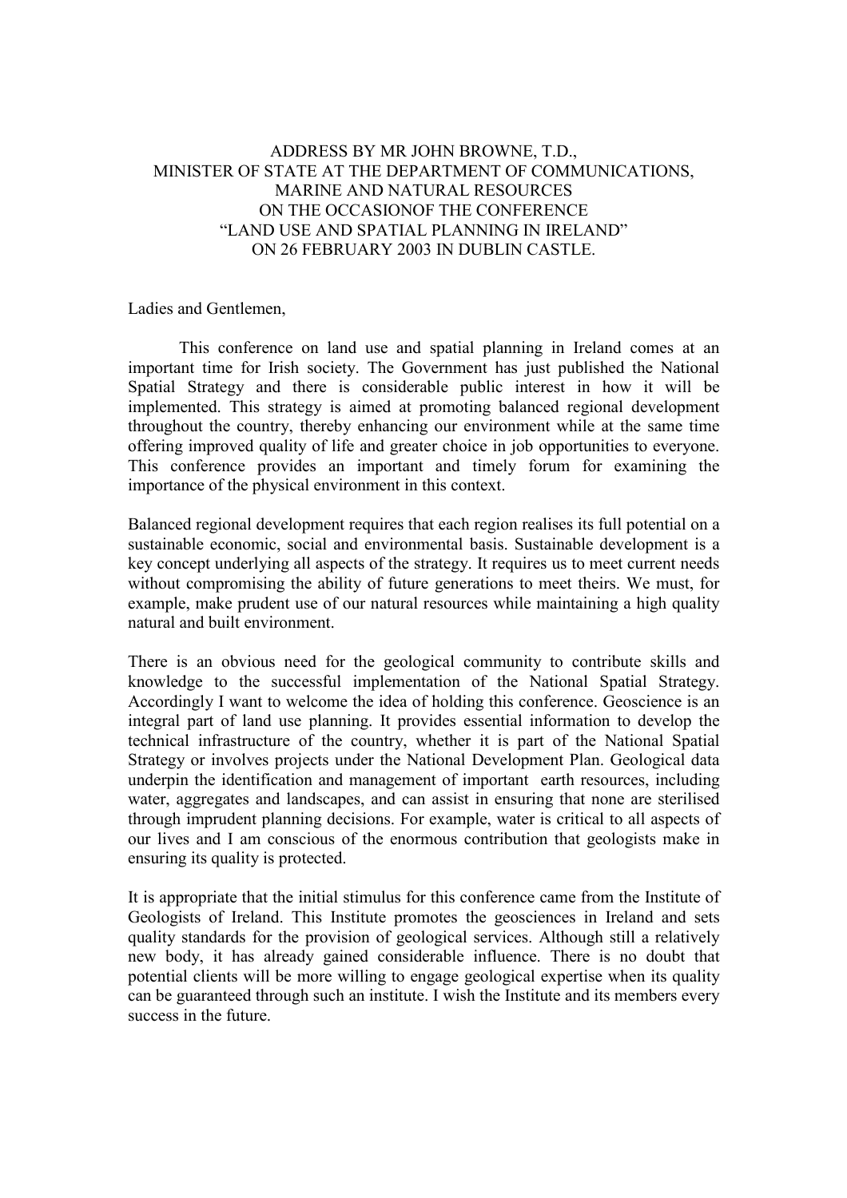# ADDRESS BY MR JOHN BROWNE, T.D., MINISTER OF STATE AT THE DEPARTMENT OF COMMUNICATIONS, MARINE AND NATURAL RESOURCES ON THE OCCASIONOF THE CONFERENCE "LAND USE AND SPATIAL PLANNING IN IRELAND" ON 26 FEBRUARY 2003 IN DUBLIN CASTLE.

Ladies and Gentlemen,

This conference on land use and spatial planning in Ireland comes at an important time for Irish society. The Government has just published the National Spatial Strategy and there is considerable public interest in how it will be implemented. This strategy is aimed at promoting balanced regional development throughout the country, thereby enhancing our environment while at the same time offering improved quality of life and greater choice in job opportunities to everyone. This conference provides an important and timely forum for examining the importance of the physical environment in this context.

Balanced regional development requires that each region realises its full potential on a sustainable economic, social and environmental basis. Sustainable development is a key concept underlying all aspects of the strategy. It requires us to meet current needs without compromising the ability of future generations to meet theirs. We must, for example, make prudent use of our natural resources while maintaining a high quality natural and built environment.

There is an obvious need for the geological community to contribute skills and knowledge to the successful implementation of the National Spatial Strategy. Accordingly I want to welcome the idea of holding this conference. Geoscience is an integral part of land use planning. It provides essential information to develop the technical infrastructure of the country, whether it is part of the National Spatial Strategy or involves projects under the National Development Plan. Geological data underpin the identification and management of important earth resources, including water, aggregates and landscapes, and can assist in ensuring that none are sterilised through imprudent planning decisions. For example, water is critical to all aspects of our lives and I am conscious of the enormous contribution that geologists make in ensuring its quality is protected.

It is appropriate that the initial stimulus for this conference came from the Institute of Geologists of Ireland. This Institute promotes the geosciences in Ireland and sets quality standards for the provision of geological services. Although still a relatively new body, it has already gained considerable influence. There is no doubt that potential clients will be more willing to engage geological expertise when its quality can be guaranteed through such an institute. I wish the Institute and its members every success in the future.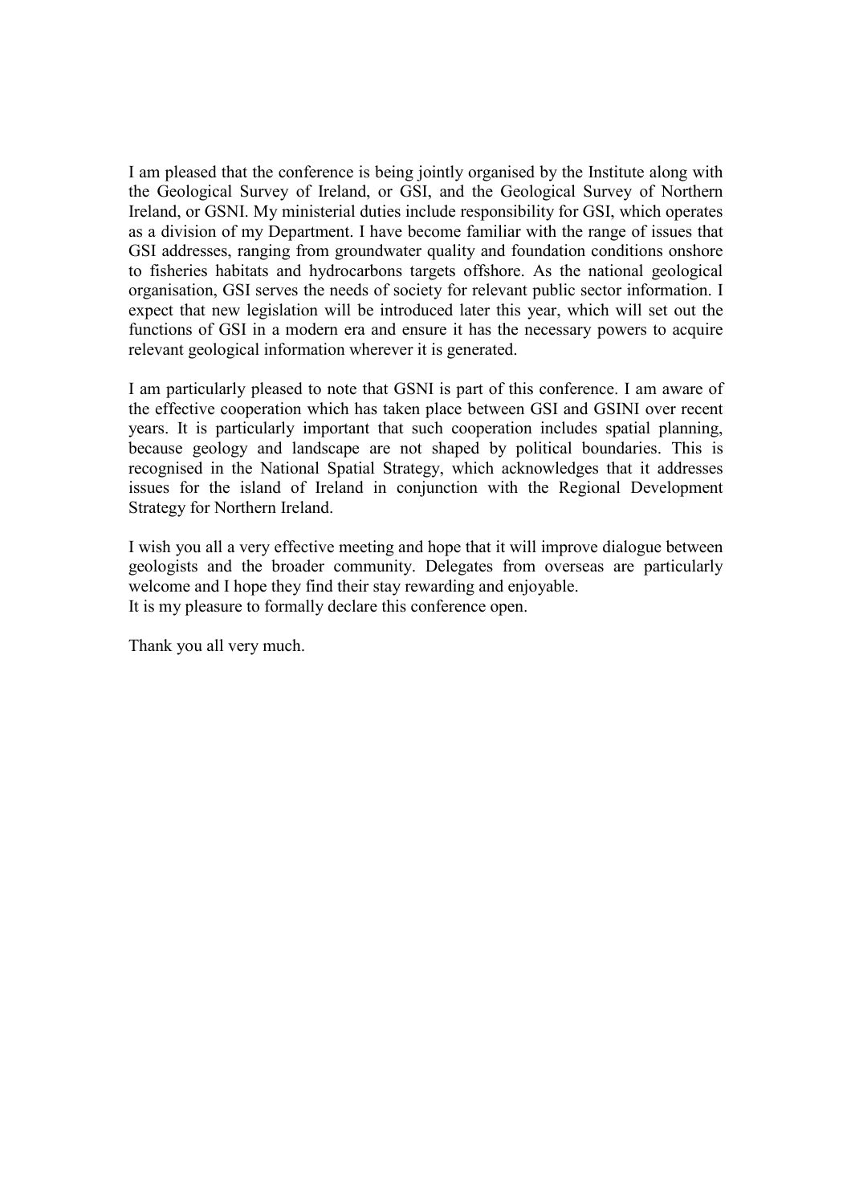I am pleased that the conference is being jointly organised by the Institute along with the Geological Survey of Ireland, or GSI, and the Geological Survey of Northern Ireland, or GSNI. My ministerial duties include responsibility for GSI, which operates as a division of my Department. I have become familiar with the range of issues that GSI addresses, ranging from groundwater quality and foundation conditions onshore to fisheries habitats and hydrocarbons targets offshore. As the national geological organisation, GSI serves the needs of society for relevant public sector information. I expect that new legislation will be introduced later this year, which will set out the functions of GSI in a modern era and ensure it has the necessary powers to acquire relevant geological information wherever it is generated.

I am particularly pleased to note that GSNI is part of this conference. I am aware of the effective cooperation which has taken place between GSI and GSINI over recent years. It is particularly important that such cooperation includes spatial planning, because geology and landscape are not shaped by political boundaries. This is recognised in the National Spatial Strategy, which acknowledges that it addresses issues for the island of Ireland in conjunction with the Regional Development Strategy for Northern Ireland.

I wish you all a very effective meeting and hope that it will improve dialogue between geologists and the broader community. Delegates from overseas are particularly welcome and I hope they find their stay rewarding and enjoyable.
It is my pleasure to formally declare this conference open.

Thank you all very much.